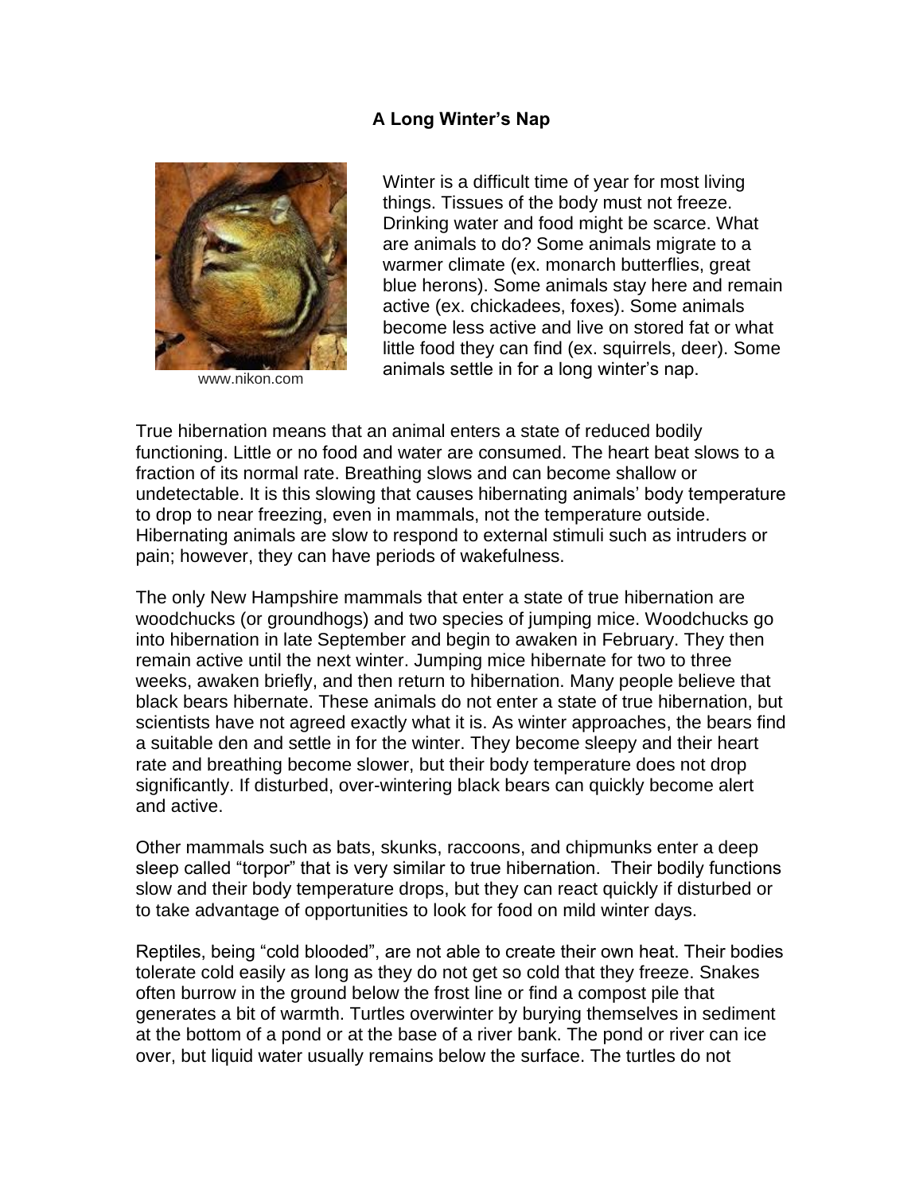# A Long Winter's Nap

www.nikon.com

Winter is a difficult time of year for most living things. Tissues of the body must not freeze. Drinking water and food might be scarce. What are animals to do? Some animals migrate to a warmer climate (ex. monarch butterflies, great blue herons). Some animals stay here and remain active (ex. chickadees, foxes). Some animals become less active and live on stored fat or what little food they can find (ex. squirrels, deer). Some animals settle in for a long winter's nap.

True hibernation means that an animal enters a state of reduced bodily functioning. Little or no food and water are consumed. The heart beat slows to a fraction of its normal rate. Breathing slows and can become shallow or undetectable. It is this slowing that causes hibernating animals' body temperature to drop to near freezing, even in mammals, not the temperature outside. Hibernating animals are slow to respond to external stimuli such as intruders or pain; however, they can have periods of wakefulness.

The only New Hampshire mammals that enter a state of true hibernation are woodchucks (or groundhogs) and two species of jumping mice. Woodchucks go into hibernation in late September and begin to awaken in February. They then remain active until the next winter. Jumping mice hibernate for two to three weeks, awaken briefly, and then return to hibernation. Many people believe that black bears hibernate. These animals do not enter a state of true hibernation, but scientists have not agreed exactly what it is. As winter approaches, the bears find a suitable den and settle in for the winter. They become sleepy and their heart rate and breathing become slower, but their body temperature does not drop significantly. If disturbed, over-wintering black bears can quickly become alert and active.

Other mammals such as bats, skunks, raccoons, and chipmunks enter a deep sleep called "torpor" that is very similar to true hibernation. Their bodily functions slow and their body temperature drops, but they can react quickly if disturbed or to take advantage of opportunities to look for food on mild winter days.

Reptiles, being "cold blooded", are not able to create their own heat. Their bodies tolerate cold easily as long as they do not get so cold that they freeze. Snakes often burrow in the ground below the frost line or find a compost pile that generates a bit of warmth. Turtles overwinter by burying themselves in sediment at the bottom of a pond or at the base of a river bank. The pond or river can ice over, but liquid water usually remains below the surface. The turtles do not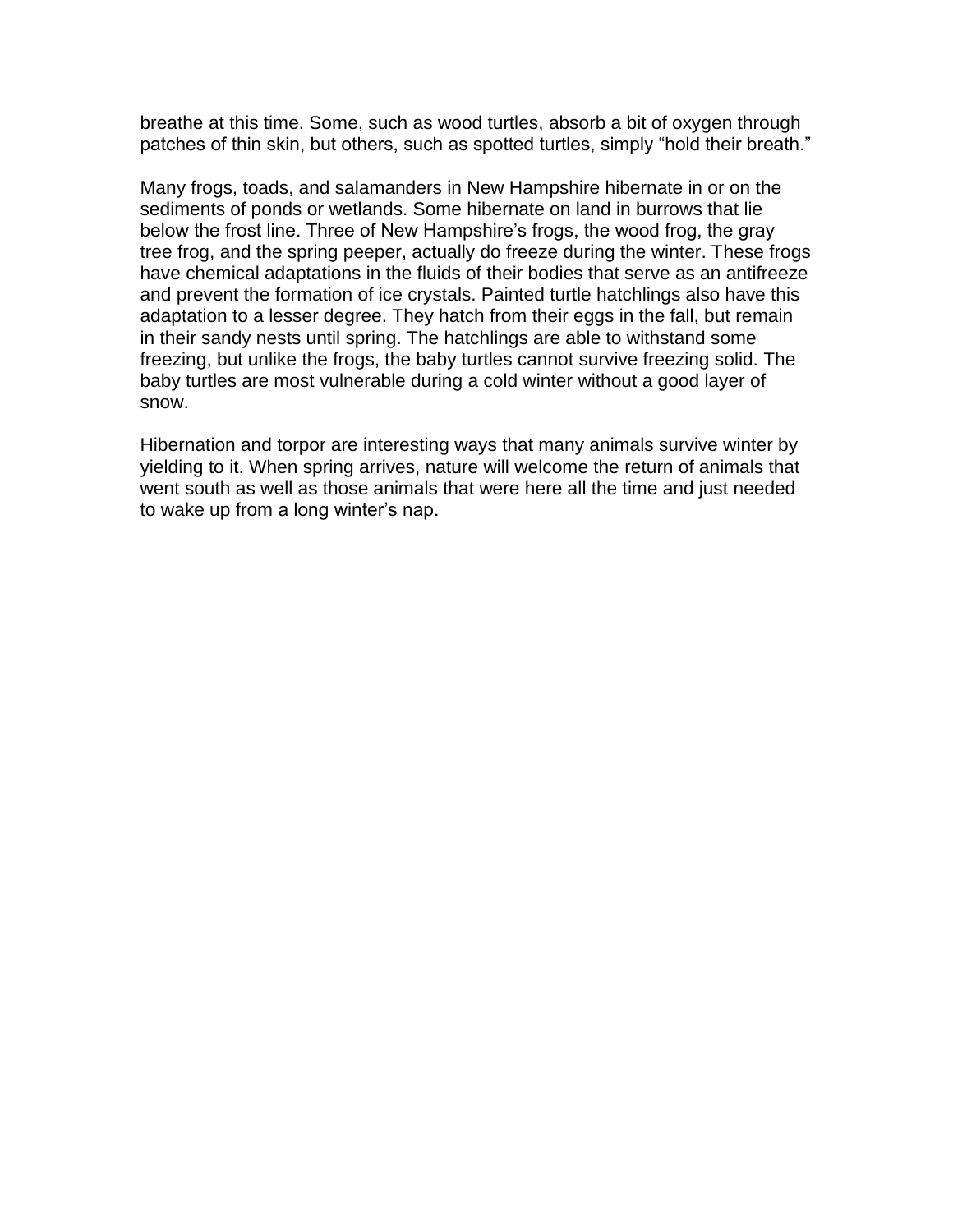breathe at this time. Some, such as wood turtles, absorb a bit of oxygen through patches of thin skin, but others, such as spotted turtles, simply “hold their breath.”

Many frogs, toads, and salamanders in New Hampshire hibernate in or on the sediments of ponds or wetlands. Some hibernate on land in burrows that lie below the frost line. Three of New Hampshire’s frogs, the wood frog, the gray tree frog, and the spring peeper, actually do freeze during the winter. These frogs have chemical adaptations in the fluids of their bodies that serve as an antifreeze and prevent the formation of ice crystals. Painted turtle hatchlings also have this adaptation to a lesser degree. They hatch from their eggs in the fall, but remain in their sandy nests until spring. The hatchlings are able to withstand some freezing, but unlike the frogs, the baby turtles cannot survive freezing solid. The baby turtles are most vulnerable during a cold winter without a good layer of snow.

Hibernation and torpor are interesting ways that many animals survive winter by yielding to it. When spring arrives, nature will welcome the return of animals that went south as well as those animals that were here all the time and just needed to wake up from a long winter’s nap.